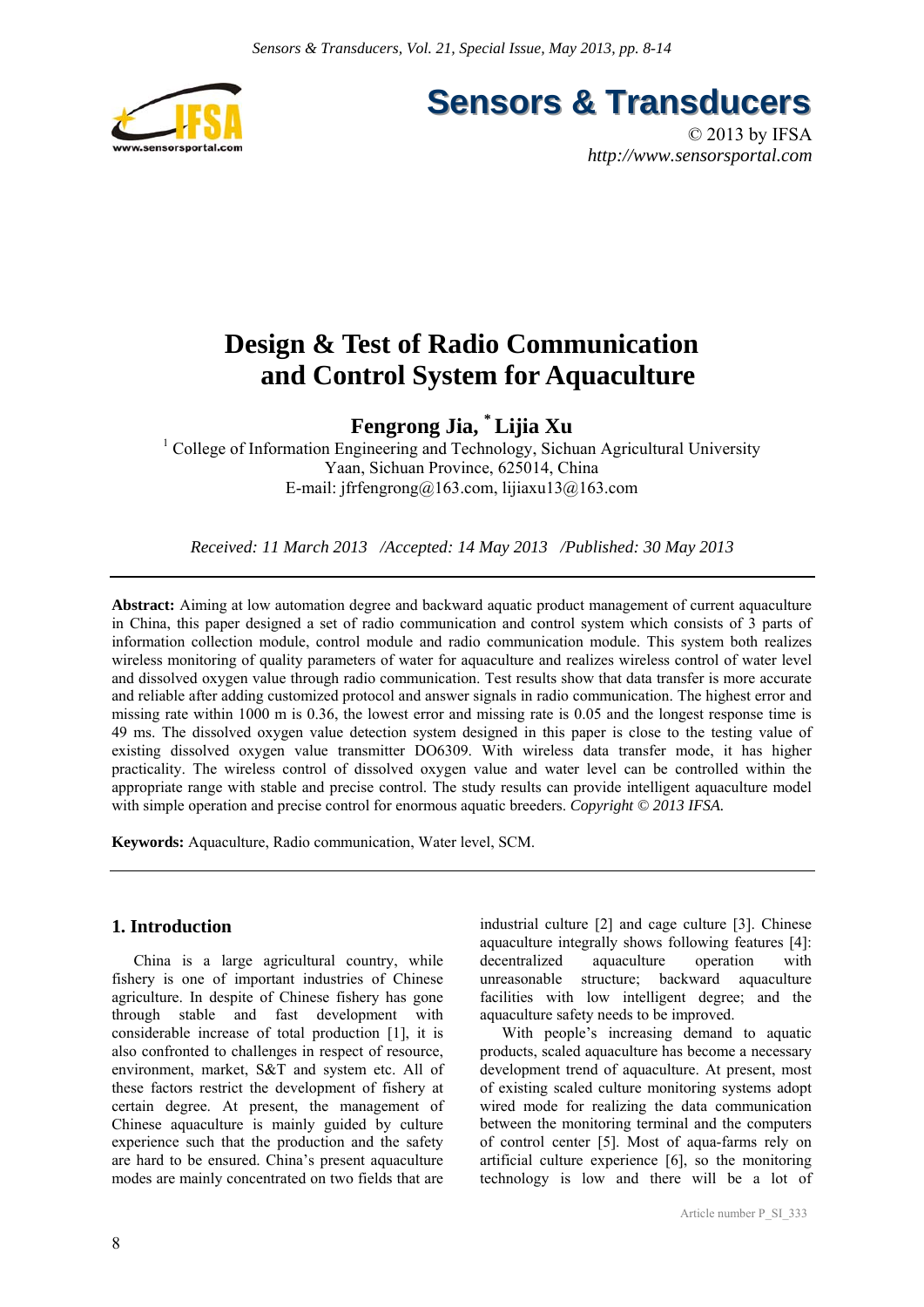# Design & Test of Radio Communication and Control System for Aquaculture

**Fengrong Jia, [*] Lijia Xu**

[1] College of Information Engineering and Technology, Sichuan Agricultural University
Yaan, Sichuan Province, 625014, China
E-mail: jfrfengrong@163.com, lijiaxu13@163.com

*Received: 11 March 2013 /Accepted: 14 May 2013 /Published: 30 May 2013*

---

**Abstract:** Aiming at low automation degree and backward aquatic product management of current aquaculture in China, this paper designed a set of radio communication and control system which consists of 3 parts of information collection module, control module and radio communication module. This system both realizes wireless monitoring of quality parameters of water for aquaculture and realizes wireless control of water level and dissolved oxygen value through radio communication. Test results show that data transfer is more accurate and reliable after adding customized protocol and answer signals in radio communication. The highest error and missing rate within 1000 m is 0.36, the lowest error and missing rate is 0.05 and the longest response time is 49 ms. The dissolved oxygen value detection system designed in this paper is close to the testing value of existing dissolved oxygen value transmitter DO6309. With wireless data transfer mode, it has higher practicality. The wireless control of dissolved oxygen value and water level can be controlled within the appropriate range with stable and precise control. The study results can provide intelligent aquaculture model with simple operation and precise control for enormous aquatic breeders. *Copyright © 2013 IFSA.*

**Keywords:** Aquaculture, Radio communication, Water level, SCM.

---

## 1. Introduction

China is a large agricultural country, while fishery is one of important industries of Chinese agriculture. In despite of Chinese fishery has gone through stable and fast development with considerable increase of total production [1], it is also confronted to challenges in respect of resource, environment, market, S&T and system etc. All of these factors restrict the development of fishery at certain degree. At present, the management of Chinese aquaculture is mainly guided by culture experience such that the production and the safety are hard to be ensured. China's present aquaculture modes are mainly concentrated on two fields that are industrial culture [2] and cage culture [3]. Chinese aquaculture integrally shows following features [4]: decentralized aquaculture operation with unreasonable structure; backward aquaculture facilities with low intelligent degree; and the aquaculture safety needs to be improved.

With people's increasing demand to aquatic products, scaled aquaculture has become a necessary development trend of aquaculture. At present, most of existing scaled culture monitoring systems adopt wired mode for realizing the data communication between the monitoring terminal and the computers of control center [5]. Most of aqua-farms rely on artificial culture experience [6], so the monitoring technology is low and there will be a lot of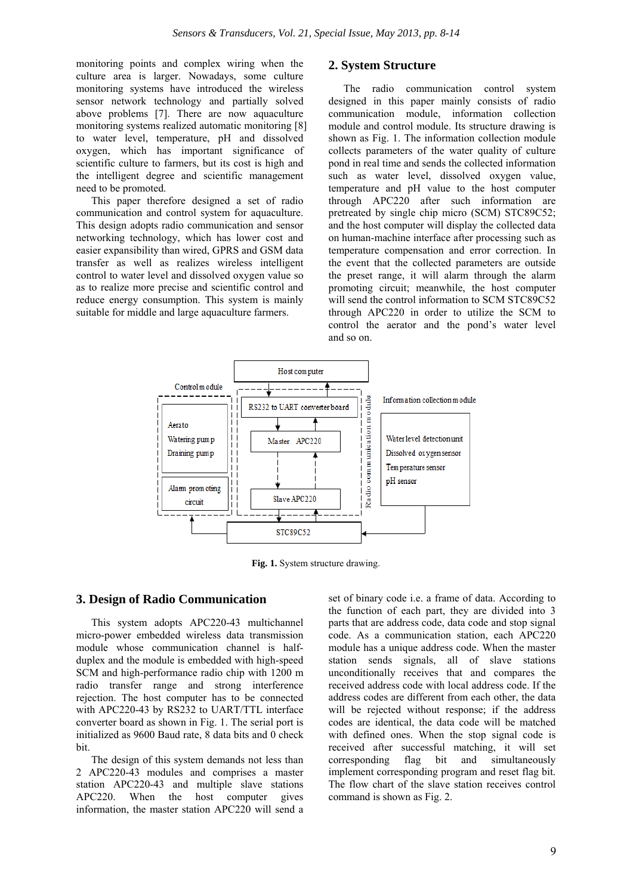monitoring points and complex wiring when the culture area is larger. Nowadays, some culture monitoring systems have introduced the wireless sensor network technology and partially solved above problems [7]. There are now aquaculture monitoring systems realized automatic monitoring [8] to water level, temperature, pH and dissolved oxygen, which has important significance of scientific culture to farmers, but its cost is high and the intelligent degree and scientific management need to be promoted.

This paper therefore designed a set of radio communication and control system for aquaculture. This design adopts radio communication and sensor networking technology, which has lower cost and easier expansibility than wired, GPRS and GSM data transfer as well as realizes wireless intelligent control to water level and dissolved oxygen value so as to realize more precise and scientific control and reduce energy consumption. This system is mainly suitable for middle and large aquaculture farmers.

## 2. System Structure

The radio communication control system designed in this paper mainly consists of radio communication module, information collection module and control module. Its structure drawing is shown as Fig. 1. The information collection module collects parameters of the water quality of culture pond in real time and sends the collected information such as water level, dissolved oxygen value, temperature and pH value to the host computer through APC220 after such information are pretreated by single chip micro (SCM) STC89C52; and the host computer will display the collected data on human-machine interface after processing such as temperature compensation and error correction. In the event that the collected parameters are outside the preset range, it will alarm through the alarm promoting circuit; meanwhile, the host computer will send the control information to SCM STC89C52 through APC220 in order to utilize the SCM to control the aerator and the pond's water level and so on.

Host computer | Control module: Aerato, Watering pump, Draining pump; Alarm promoting circuit | Radio communication module: RS232 to UART converter board, Master APC220, Slave APC220 | Information collection module: Water level detection unit, Dissolved oxygen sensor, Temperature sensor, pH sensor | STC89C52

**Fig. 1.** System structure drawing.

## 3. Design of Radio Communication

This system adopts APC220-43 multichannel micro-power embedded wireless data transmission module whose communication channel is half-duplex and the module is embedded with high-speed SCM and high-performance radio chip with 1200 m radio transfer range and strong interference rejection. The host computer has to be connected with APC220-43 by RS232 to UART/TTL interface converter board as shown in Fig. 1. The serial port is initialized as 9600 Baud rate, 8 data bits and 0 check bit.

The design of this system demands not less than 2 APC220-43 modules and comprises a master station APC220-43 and multiple slave stations APC220. When the host computer gives information, the master station APC220 will send a set of binary code i.e. a frame of data. According to the function of each part, they are divided into 3 parts that are address code, data code and stop signal code. As a communication station, each APC220 module has a unique address code. When the master station sends signals, all of slave stations unconditionally receives that and compares the received address code with local address code. If the address codes are different from each other, the data will be rejected without response; if the address codes are identical, the data code will be matched with defined ones. When the stop signal code is received after successful matching, it will set corresponding flag bit and simultaneously implement corresponding program and reset flag bit. The flow chart of the slave station receives control command is shown as Fig. 2.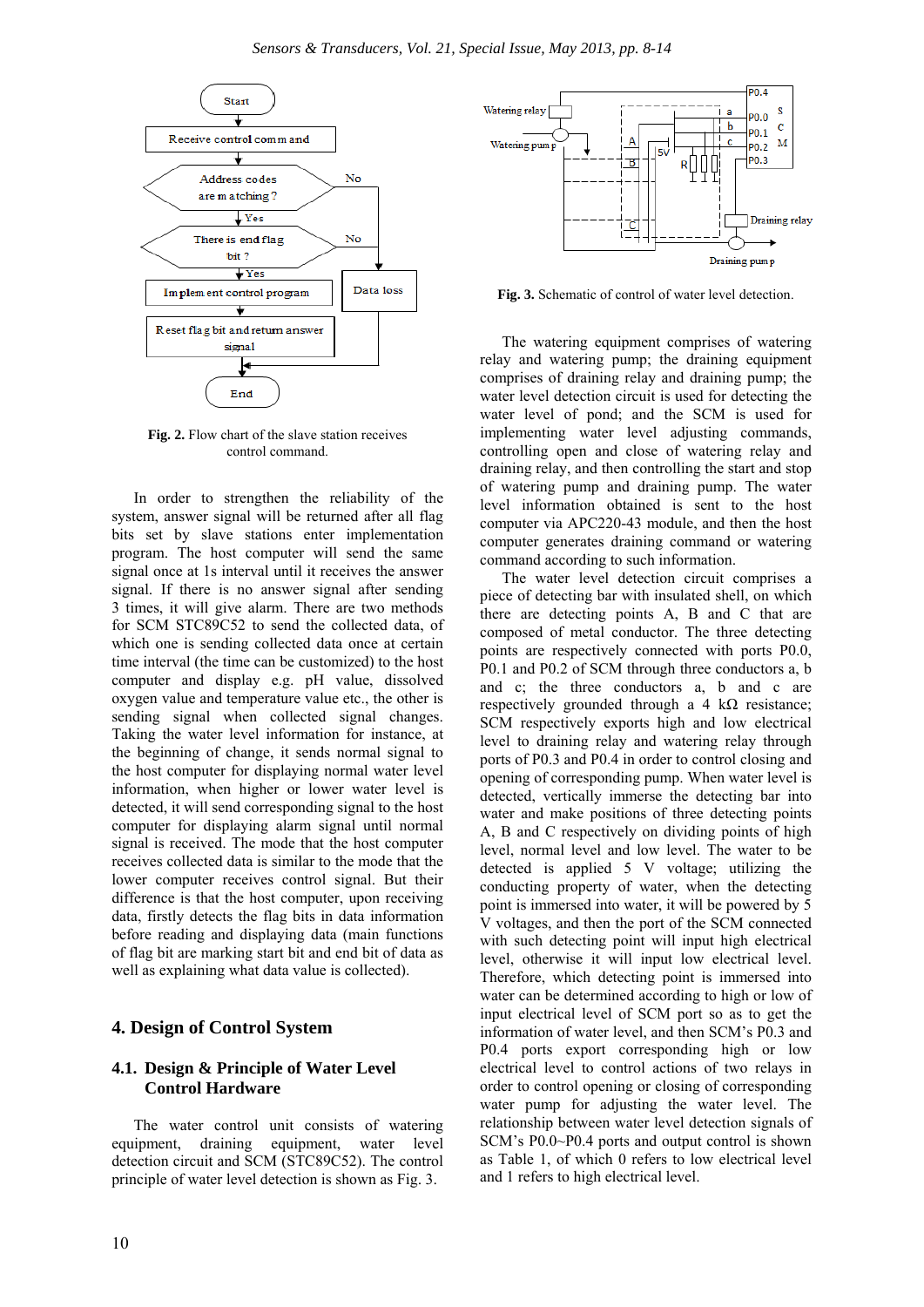Fig. 2. Flow chart of the slave station receives control command.

In order to strengthen the reliability of the system, answer signal will be returned after all flag bits set by slave stations enter implementation program. The host computer will send the same signal once at 1s interval until it receives the answer signal. If there is no answer signal after sending 3 times, it will give alarm. There are two methods for SCM STC89C52 to send the collected data, of which one is sending collected data once at certain time interval (the time can be customized) to the host computer and display e.g. pH value, dissolved oxygen value and temperature value etc., the other is sending signal when collected signal changes. Taking the water level information for instance, at the beginning of change, it sends normal signal to the host computer for displaying normal water level information, when higher or lower water level is detected, it will send corresponding signal to the host computer for displaying alarm signal until normal signal is received. The mode that the host computer receives collected data is similar to the mode that the lower computer receives control signal. But their difference is that the host computer, upon receiving data, firstly detects the flag bits in data information before reading and displaying data (main functions of flag bit are marking start bit and end bit of data as well as explaining what data value is collected).

## 4. Design of Control System

### 4.1. Design & Principle of Water Level Control Hardware

The water control unit consists of watering equipment, draining equipment, water level detection circuit and SCM (STC89C52). The control principle of water level detection is shown as Fig. 3.

Fig. 3. Schematic of control of water level detection.

The watering equipment comprises of watering relay and watering pump; the draining equipment comprises of draining relay and draining pump; the water level detection circuit is used for detecting the water level of pond; and the SCM is used for implementing water level adjusting commands, controlling open and close of watering relay and draining relay, and then controlling the start and stop of watering pump and draining pump. The water level information obtained is sent to the host computer via APC220-43 module, and then the host computer generates draining command or watering command according to such information.

The water level detection circuit comprises a piece of detecting bar with insulated shell, on which there are detecting points A, B and C that are composed of metal conductor. The three detecting points are respectively connected with ports P0.0, P0.1 and P0.2 of SCM through three conductors a, b and c; the three conductors a, b and c are respectively grounded through a 4 kΩ resistance; SCM respectively exports high and low electrical level to draining relay and watering relay through ports of P0.3 and P0.4 in order to control closing and opening of corresponding pump. When water level is detected, vertically immerse the detecting bar into water and make positions of three detecting points A, B and C respectively on dividing points of high level, normal level and low level. The water to be detected is applied 5 V voltage; utilizing the conducting property of water, when the detecting point is immersed into water, it will be powered by 5 V voltages, and then the port of the SCM connected with such detecting point will input high electrical level, otherwise it will input low electrical level. Therefore, which detecting point is immersed into water can be determined according to high or low of input electrical level of SCM port so as to get the information of water level, and then SCM's P0.3 and P0.4 ports export corresponding high or low electrical level to control actions of two relays in order to control opening or closing of corresponding water pump for adjusting the water level. The relationship between water level detection signals of SCM's P0.0~P0.4 ports and output control is shown as Table 1, of which 0 refers to low electrical level and 1 refers to high electrical level.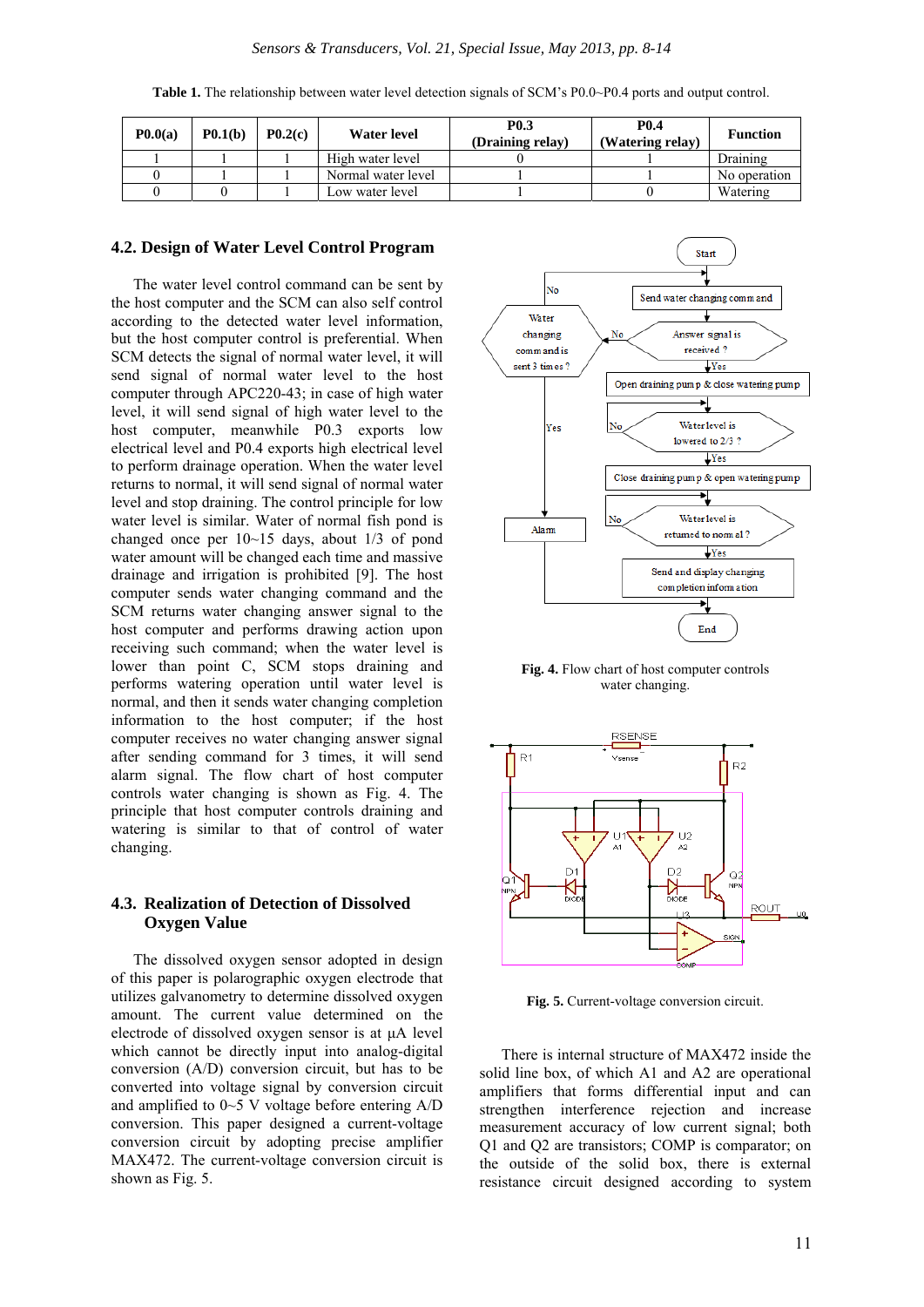**Table 1.** The relationship between water level detection signals of SCM's P0.0~P0.4 ports and output control.

| P0.0(a) | P0.1(b) | P0.2(c) | Water level | P0.3 (Draining relay) | P0.4 (Watering relay) | Function |
|---|---|---|---|---|---|---|
| 1 | 1 | 1 | High water level | 0 | 1 | Draining |
| 0 | 1 | 1 | Normal water level | 1 | 1 | No operation |
| 0 | 0 | 1 | Low water level | 1 | 0 | Watering |

### 4.2. Design of Water Level Control Program

The water level control command can be sent by the host computer and the SCM can also self control according to the detected water level information, but the host computer control is preferential. When SCM detects the signal of normal water level, it will send signal of normal water level to the host computer through APC220-43; in case of high water level, it will send signal of high water level to the host computer, meanwhile P0.3 exports low electrical level and P0.4 exports high electrical level to perform drainage operation. When the water level returns to normal, it will send signal of normal water level and stop draining. The control principle for low water level is similar. Water of normal fish pond is changed once per 10~15 days, about 1/3 of pond water amount will be changed each time and massive drainage and irrigation is prohibited [9]. The host computer sends water changing command and the SCM returns water changing answer signal to the host computer and performs drawing action upon receiving such command; when the water level is lower than point C, SCM stops draining and performs watering operation until water level is normal, and then it sends water changing completion information to the host computer; if the host computer receives no water changing answer signal after sending command for 3 times, it will send alarm signal. The flow chart of host computer controls water changing is shown as Fig. 4. The principle that host computer controls draining and watering is similar to that of control of water changing.

**Fig. 4.** Flow chart of host computer controls water changing.

### 4.3. Realization of Detection of Dissolved Oxygen Value

The dissolved oxygen sensor adopted in design of this paper is polarographic oxygen electrode that utilizes galvanometry to determine dissolved oxygen amount. The current value determined on the electrode of dissolved oxygen sensor is at μA level which cannot be directly input into analog-digital conversion (A/D) conversion circuit, but has to be converted into voltage signal by conversion circuit and amplified to 0~5 V voltage before entering A/D conversion. This paper designed a current-voltage conversion circuit by adopting precise amplifier MAX472. The current-voltage conversion circuit is shown as Fig. 5.

**Fig. 5.** Current-voltage conversion circuit.

There is internal structure of MAX472 inside the solid line box, of which A1 and A2 are operational amplifiers that forms differential input and can strengthen interference rejection and increase measurement accuracy of low current signal; both Q1 and Q2 are transistors; COMP is comparator; on the outside of the solid box, there is external resistance circuit designed according to system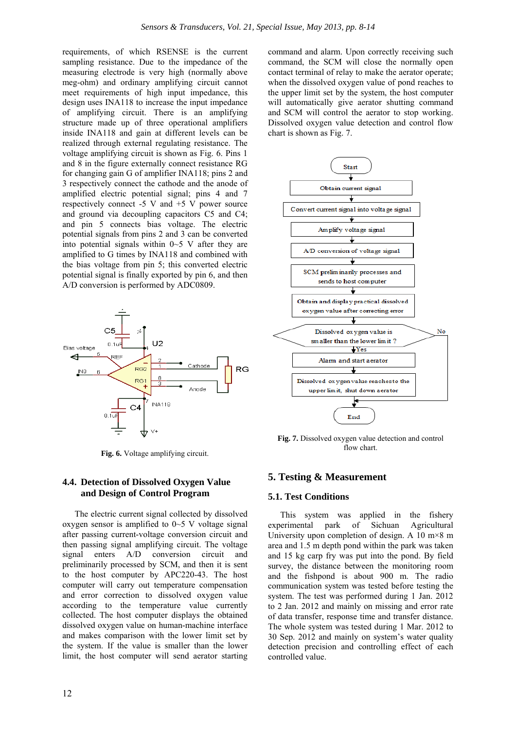requirements, of which RSENSE is the current sampling resistance. Due to the impedance of the measuring electrode is very high (normally above meg-ohm) and ordinary amplifying circuit cannot meet requirements of high input impedance, this design uses INA118 to increase the input impedance of amplifying circuit. There is an amplifying structure made up of three operational amplifiers inside INA118 and gain at different levels can be realized through external regulating resistance. The voltage amplifying circuit is shown as Fig. 6. Pins 1 and 8 in the figure externally connect resistance RG for changing gain G of amplifier INA118; pins 2 and 3 respectively connect the cathode and the anode of amplified electric potential signal; pins 4 and 7 respectively connect -5 V and +5 V power source and ground via decoupling capacitors C5 and C4; and pin 5 connects bias voltage. The electric potential signals from pins 2 and 3 can be converted into potential signals within 0~5 V after they are amplified to G times by INA118 and combined with the bias voltage from pin 5; this converted electric potential signal is finally exported by pin 6, and then A/D conversion is performed by ADC0809.

**Fig. 6.** Voltage amplifying circuit.

## 4.4. Detection of Dissolved Oxygen Value and Design of Control Program

The electric current signal collected by dissolved oxygen sensor is amplified to 0~5 V voltage signal after passing current-voltage conversion circuit and then passing signal amplifying circuit. The voltage signal enters A/D conversion circuit and preliminarily processed by SCM, and then it is sent to the host computer by APC220-43. The host computer will carry out temperature compensation and error correction to dissolved oxygen value according to the temperature value currently collected. The host computer displays the obtained dissolved oxygen value on human-machine interface and makes comparison with the lower limit set by the system. If the value is smaller than the lower limit, the host computer will send aerator starting command and alarm. Upon correctly receiving such command, the SCM will close the normally open contact terminal of relay to make the aerator operate; when the dissolved oxygen value of pond reaches to the upper limit set by the system, the host computer will automatically give aerator shutting command and SCM will control the aerator to stop working. Dissolved oxygen value detection and control flow chart is shown as Fig. 7.

**Fig. 7.** Dissolved oxygen value detection and control flow chart.

# 5. Testing & Measurement

## 5.1. Test Conditions

This system was applied in the fishery experimental park of Sichuan Agricultural University upon completion of design. A 10 m×8 m area and 1.5 m depth pond within the park was taken and 15 kg carp fry was put into the pond. By field survey, the distance between the monitoring room and the fishpond is about 900 m. The radio communication system was tested before testing the system. The test was performed during 1 Jan. 2012 to 2 Jan. 2012 and mainly on missing and error rate of data transfer, response time and transfer distance. The whole system was tested during 1 Mar. 2012 to 30 Sep. 2012 and mainly on system's water quality detection precision and controlling effect of each controlled value.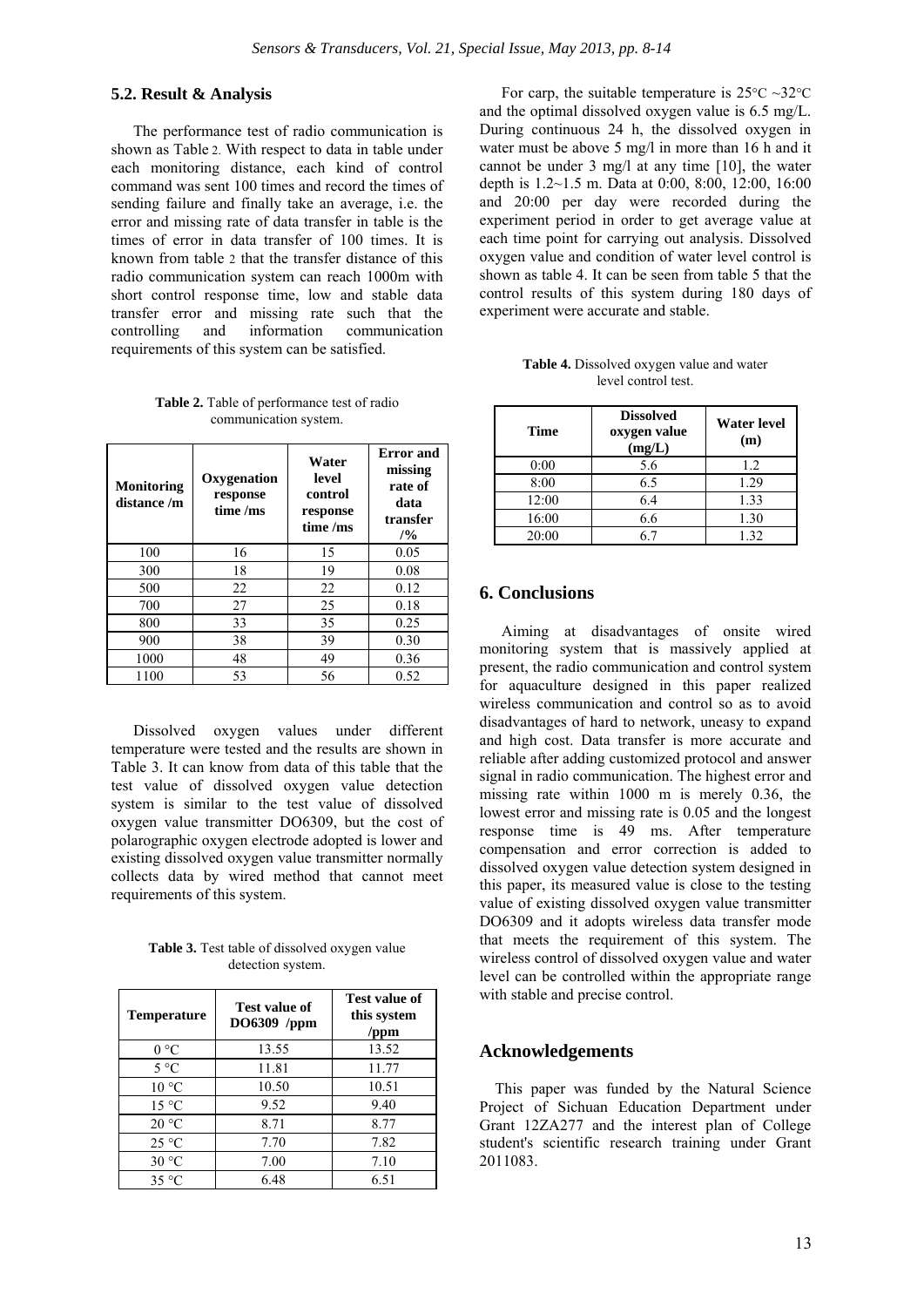### 5.2. Result & Analysis

The performance test of radio communication is shown as Table 2. With respect to data in table under each monitoring distance, each kind of control command was sent 100 times and record the times of sending failure and finally take an average, i.e. the error and missing rate of data transfer in table is the times of error in data transfer of 100 times. It is known from table 2 that the transfer distance of this radio communication system can reach 1000m with short control response time, low and stable data transfer error and missing rate such that the controlling and information communication requirements of this system can be satisfied.

**Table 2.** Table of performance test of radio communication system.

| Monitoring distance /m | Oxygenation response time /ms | Water level control response time /ms | Error and missing rate of data transfer /% |
|---|---|---|---|
| 100 | 16 | 15 | 0.05 |
| 300 | 18 | 19 | 0.08 |
| 500 | 22 | 22 | 0.12 |
| 700 | 27 | 25 | 0.18 |
| 800 | 33 | 35 | 0.25 |
| 900 | 38 | 39 | 0.30 |
| 1000 | 48 | 49 | 0.36 |
| 1100 | 53 | 56 | 0.52 |

Dissolved oxygen values under different temperature were tested and the results are shown in Table 3. It can know from data of this table that the test value of dissolved oxygen value detection system is similar to the test value of dissolved oxygen value transmitter DO6309, but the cost of polarographic oxygen electrode adopted is lower and existing dissolved oxygen value transmitter normally collects data by wired method that cannot meet requirements of this system.

**Table 3.** Test table of dissolved oxygen value detection system.

| Temperature | Test value of DO6309 /ppm | Test value of this system /ppm |
|---|---|---|
| 0 °C | 13.55 | 13.52 |
| 5 °C | 11.81 | 11.77 |
| 10 °C | 10.50 | 10.51 |
| 15 °C | 9.52 | 9.40 |
| 20 °C | 8.71 | 8.77 |
| 25 °C | 7.70 | 7.82 |
| 30 °C | 7.00 | 7.10 |
| 35 °C | 6.48 | 6.51 |

For carp, the suitable temperature is 25°C ~32°C and the optimal dissolved oxygen value is 6.5 mg/L. During continuous 24 h, the dissolved oxygen in water must be above 5 mg/l in more than 16 h and it cannot be under 3 mg/l at any time [10], the water depth is 1.2~1.5 m. Data at 0:00, 8:00, 12:00, 16:00 and 20:00 per day were recorded during the experiment period in order to get average value at each time point for carrying out analysis. Dissolved oxygen value and condition of water level control is shown as table 4. It can be seen from table 5 that the control results of this system during 180 days of experiment were accurate and stable.

**Table 4.** Dissolved oxygen value and water level control test.

| Time | Dissolved oxygen value (mg/L) | Water level (m) |
|---|---|---|
| 0:00 | 5.6 | 1.2 |
| 8:00 | 6.5 | 1.29 |
| 12:00 | 6.4 | 1.33 |
| 16:00 | 6.6 | 1.30 |
| 20:00 | 6.7 | 1.32 |

## 6. Conclusions

Aiming at disadvantages of onsite wired monitoring system that is massively applied at present, the radio communication and control system for aquaculture designed in this paper realized wireless communication and control so as to avoid disadvantages of hard to network, uneasy to expand and high cost. Data transfer is more accurate and reliable after adding customized protocol and answer signal in radio communication. The highest error and missing rate within 1000 m is merely 0.36, the lowest error and missing rate is 0.05 and the longest response time is 49 ms. After temperature compensation and error correction is added to dissolved oxygen value detection system designed in this paper, its measured value is close to the testing value of existing dissolved oxygen value transmitter DO6309 and it adopts wireless data transfer mode that meets the requirement of this system. The wireless control of dissolved oxygen value and water level can be controlled within the appropriate range with stable and precise control.

## Acknowledgements

This paper was funded by the Natural Science Project of Sichuan Education Department under Grant 12ZA277 and the interest plan of College student's scientific research training under Grant 2011083.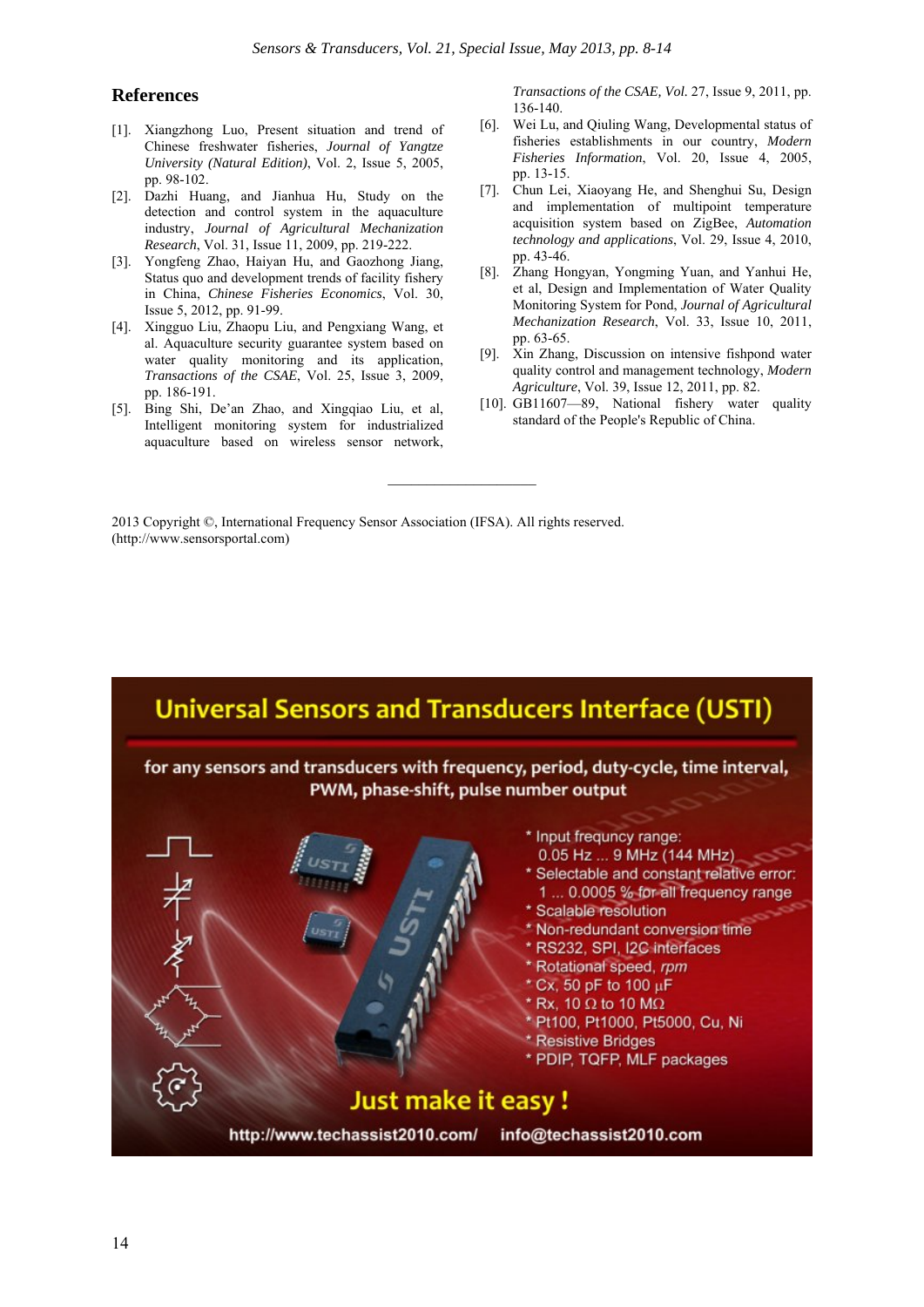## References

[1]. Xiangzhong Luo, Present situation and trend of Chinese freshwater fisheries, *Journal of Yangtze University (Natural Edition)*, Vol. 2, Issue 5, 2005, pp. 98-102.

[2]. Dazhi Huang, and Jianhua Hu, Study on the detection and control system in the aquaculture industry, *Journal of Agricultural Mechanization Research*, Vol. 31, Issue 11, 2009, pp. 219-222.

[3]. Yongfeng Zhao, Haiyan Hu, and Gaozhong Jiang, Status quo and development trends of facility fishery in China, *Chinese Fisheries Economics*, Vol. 30, Issue 5, 2012, pp. 91-99.

[4]. Xingguo Liu, Zhaopu Liu, and Pengxiang Wang, et al. Aquaculture security guarantee system based on water quality monitoring and its application, *Transactions of the CSAE*, Vol. 25, Issue 3, 2009, pp. 186-191.

[5]. Bing Shi, De'an Zhao, and Xingqiao Liu, et al, Intelligent monitoring system for industrialized aquaculture based on wireless sensor network, *Transactions of the CSAE, Vol.* 27, Issue 9, 2011, pp. 136-140.

[6]. Wei Lu, and Qiuling Wang, Developmental status of fisheries establishments in our country, *Modern Fisheries Information*, Vol. 20, Issue 4, 2005, pp. 13-15.

[7]. Chun Lei, Xiaoyang He, and Shenghui Su, Design and implementation of multipoint temperature acquisition system based on ZigBee, *Automation technology and applications*, Vol. 29, Issue 4, 2010, pp. 43-46.

[8]. Zhang Hongyan, Yongming Yuan, and Yanhui He, et al, Design and Implementation of Water Quality Monitoring System for Pond, *Journal of Agricultural Mechanization Research*, Vol. 33, Issue 10, 2011, pp. 63-65.

[9]. Xin Zhang, Discussion on intensive fishpond water quality control and management technology, *Modern Agriculture*, Vol. 39, Issue 12, 2011, pp. 82.

[10]. GB11607—89, National fishery water quality standard of the People's Republic of China.

---

2013 Copyright ©, International Frequency Sensor Association (IFSA). All rights reserved.
(http://www.sensorsportal.com)

**Universal Sensors and Transducers Interface (USTI)**

**for any sensors and transducers with frequency, period, duty-cycle, time interval, PWM, phase-shift, pulse number output**

* Input frequncy range: 0.05 Hz ... 9 MHz (144 MHz)
* Selectable and constant relative error: 1 ... 0.0005 % for all frequency range
* Scalable resolution
* Non-redundant conversion time
* RS232, SPI, I2C interfaces
* Rotational speed, *rpm*
* Cx, 50 pF to 100 µF
* Rx, 10 Ω to 10 MΩ
* Pt100, Pt1000, Pt5000, Cu, Ni
* Resistive Bridges
* PDIP, TQFP, MLF packages

**Just make it easy !**

http://www.techassist2010.com/ info@techassist2010.com